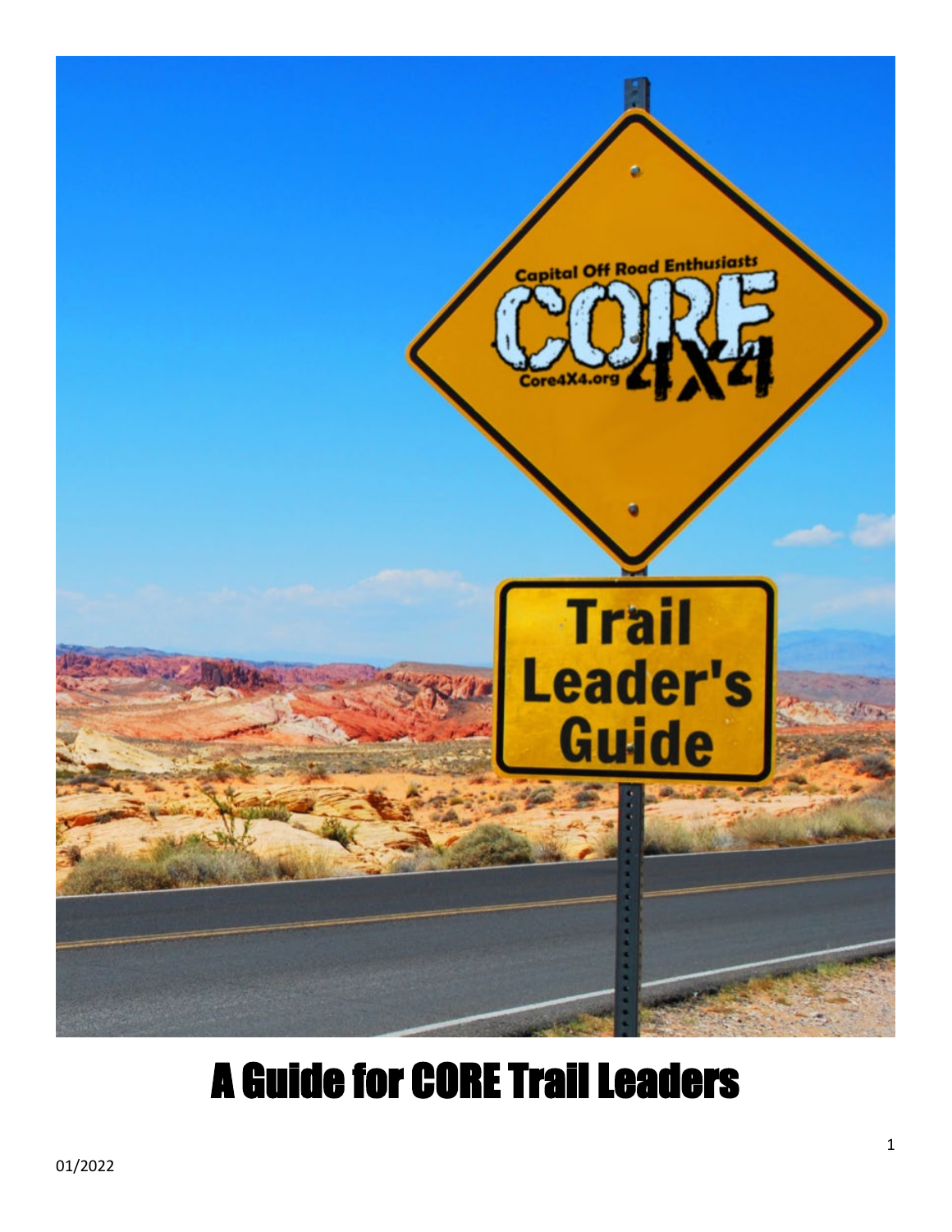Capital Off Road Enthusiasts

CORE 4X4

Core4X4.org

Trail Leader's Guide

# A Guide for CORE Trail Leaders

01/2022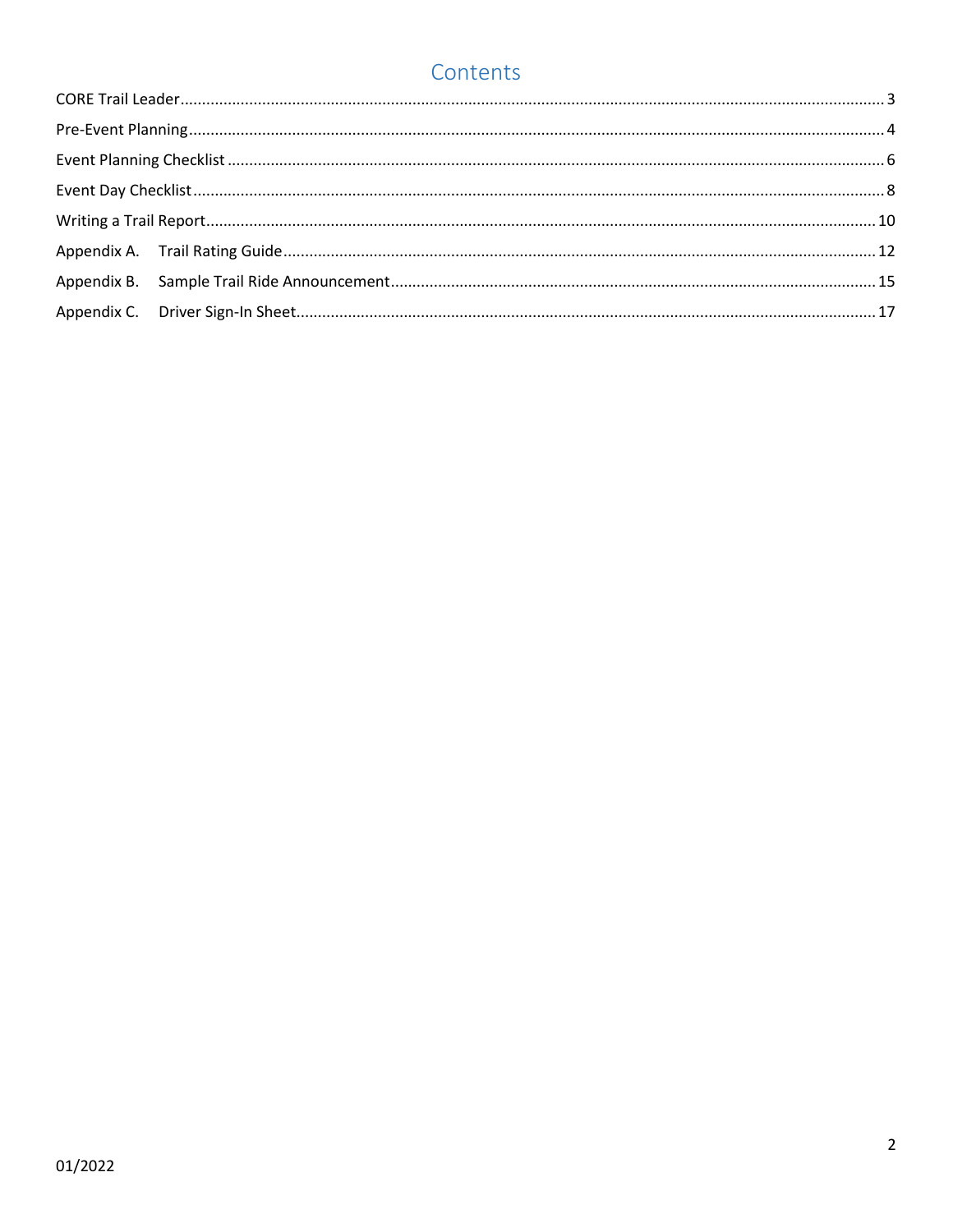# Contents

CORE Trail Leader ... 3

Pre-Event Planning ... 4

Event Planning Checklist ... 6

Event Day Checklist ... 8

Writing a Trail Report ... 10

Appendix A. Trail Rating Guide ... 12

Appendix B. Sample Trail Ride Announcement ... 15

Appendix C. Driver Sign-In Sheet ... 17

01/2022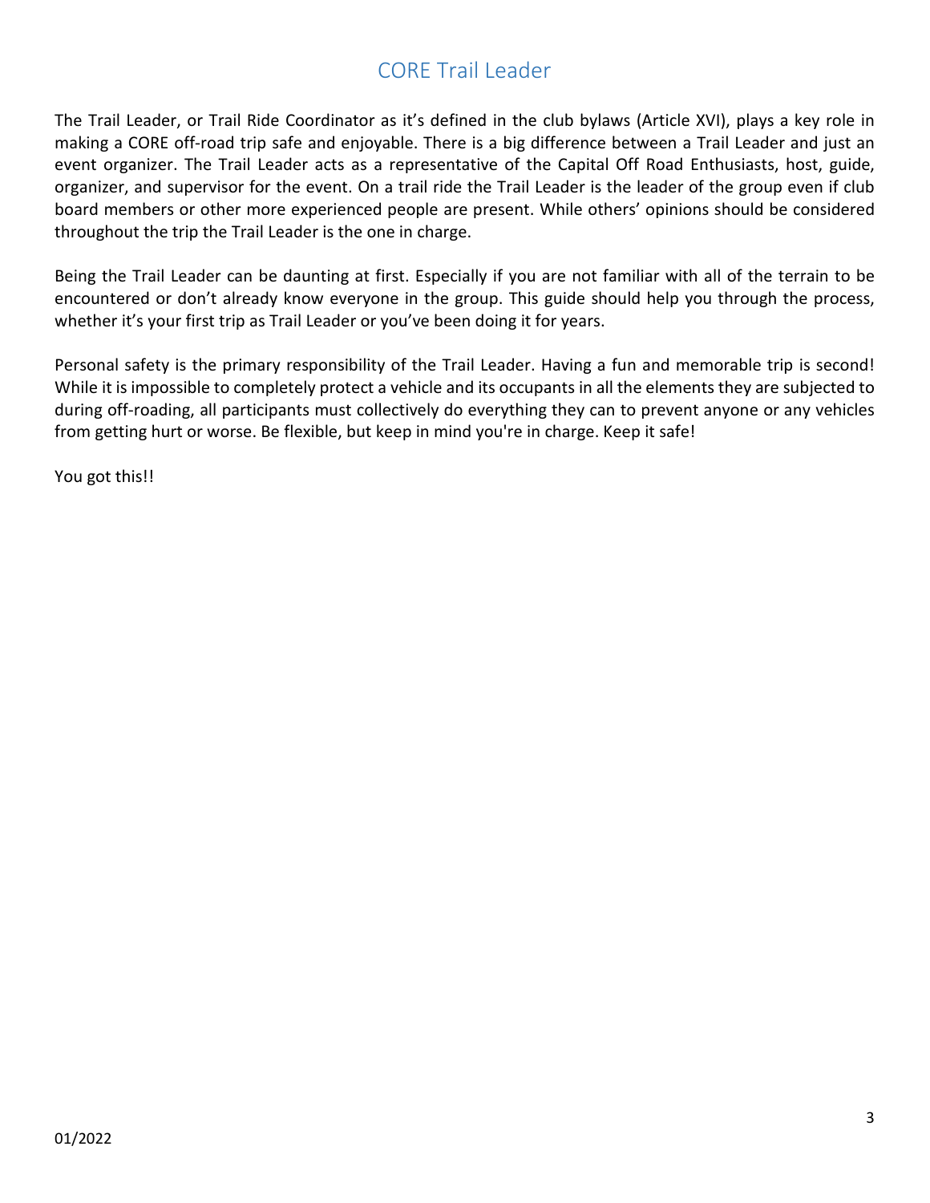# CORE Trail Leader

The Trail Leader, or Trail Ride Coordinator as it's defined in the club bylaws (Article XVI), plays a key role in making a CORE off-road trip safe and enjoyable. There is a big difference between a Trail Leader and just an event organizer. The Trail Leader acts as a representative of the Capital Off Road Enthusiasts, host, guide, organizer, and supervisor for the event. On a trail ride the Trail Leader is the leader of the group even if club board members or other more experienced people are present. While others' opinions should be considered throughout the trip the Trail Leader is the one in charge.

Being the Trail Leader can be daunting at first. Especially if you are not familiar with all of the terrain to be encountered or don't already know everyone in the group. This guide should help you through the process, whether it's your first trip as Trail Leader or you've been doing it for years.

Personal safety is the primary responsibility of the Trail Leader. Having a fun and memorable trip is second! While it is impossible to completely protect a vehicle and its occupants in all the elements they are subjected to during off-roading, all participants must collectively do everything they can to prevent anyone or any vehicles from getting hurt or worse. Be flexible, but keep in mind you're in charge. Keep it safe!

You got this!!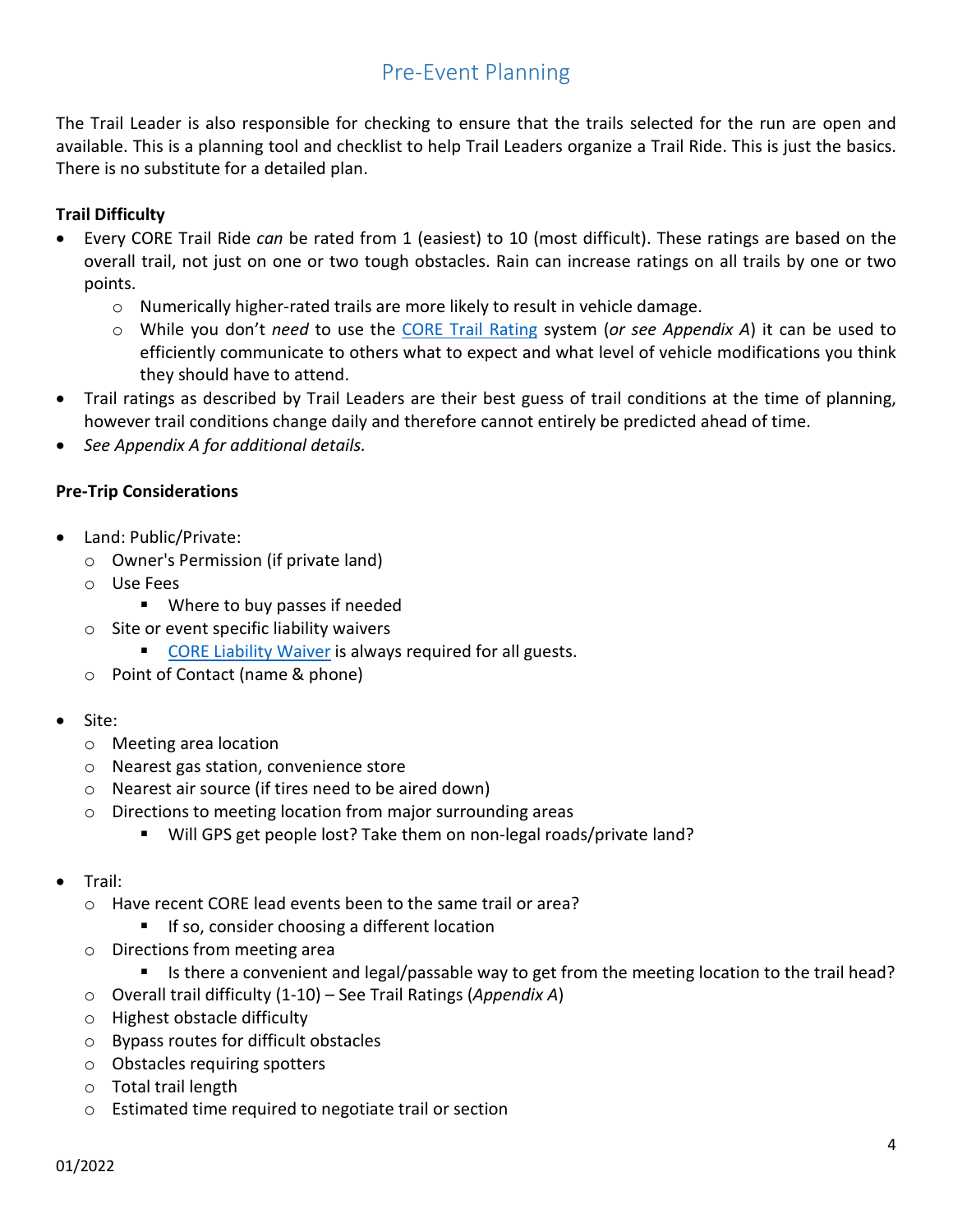## Pre-Event Planning

The Trail Leader is also responsible for checking to ensure that the trails selected for the run are open and available. This is a planning tool and checklist to help Trail Leaders organize a Trail Ride. This is just the basics. There is no substitute for a detailed plan.

**Trail Difficulty**

- Every CORE Trail Ride *can* be rated from 1 (easiest) to 10 (most difficult). These ratings are based on the overall trail, not just on one or two tough obstacles. Rain can increase ratings on all trails by one or two points.
    - Numerically higher-rated trails are more likely to result in vehicle damage.
    - While you don't *need* to use the CORE Trail Rating system (*or see Appendix A*) it can be used to efficiently communicate to others what to expect and what level of vehicle modifications you think they should have to attend.
- Trail ratings as described by Trail Leaders are their best guess of trail conditions at the time of planning, however trail conditions change daily and therefore cannot entirely be predicted ahead of time.
- *See Appendix A for additional details.*

**Pre-Trip Considerations**

- Land: Public/Private:
    - Owner's Permission (if private land)
    - Use Fees
        - Where to buy passes if needed
    - Site or event specific liability waivers
        - CORE Liability Waiver is always required for all guests.
    - Point of Contact (name & phone)

- Site:
    - Meeting area location
    - Nearest gas station, convenience store
    - Nearest air source (if tires need to be aired down)
    - Directions to meeting location from major surrounding areas
        - Will GPS get people lost? Take them on non-legal roads/private land?

- Trail:
    - Have recent CORE lead events been to the same trail or area?
        - If so, consider choosing a different location
    - Directions from meeting area
        - Is there a convenient and legal/passable way to get from the meeting location to the trail head?
    - Overall trail difficulty (1-10) – See Trail Ratings (*Appendix A*)
    - Highest obstacle difficulty
    - Bypass routes for difficult obstacles
    - Obstacles requiring spotters
    - Total trail length
    - Estimated time required to negotiate trail or section

01/2022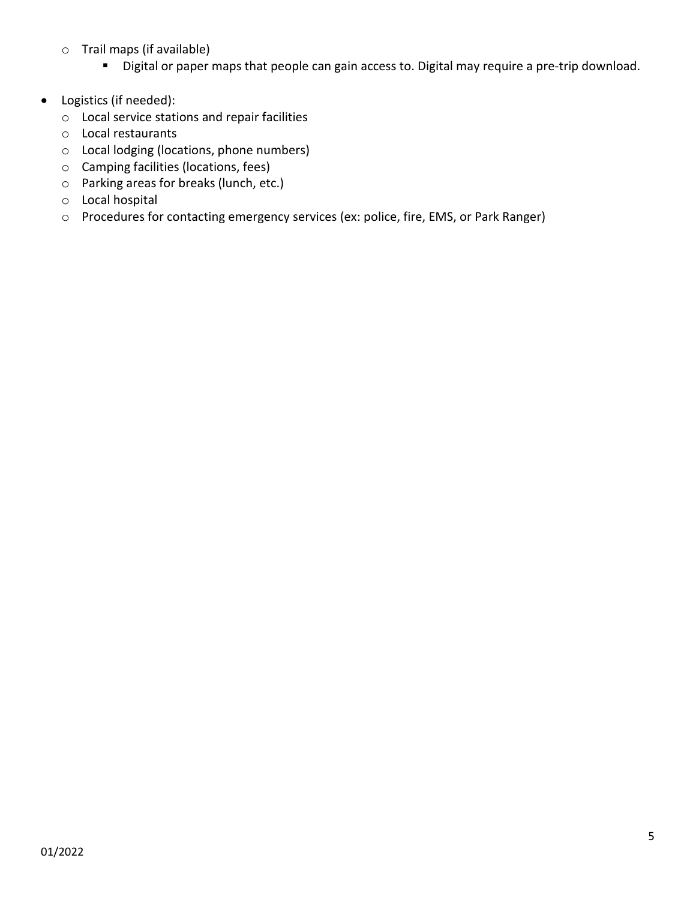- Trail maps (if available)
    - Digital or paper maps that people can gain access to. Digital may require a pre-trip download.

- Logistics (if needed):
  - Local service stations and repair facilities
  - Local restaurants
  - Local lodging (locations, phone numbers)
  - Camping facilities (locations, fees)
  - Parking areas for breaks (lunch, etc.)
  - Local hospital
  - Procedures for contacting emergency services (ex: police, fire, EMS, or Park Ranger)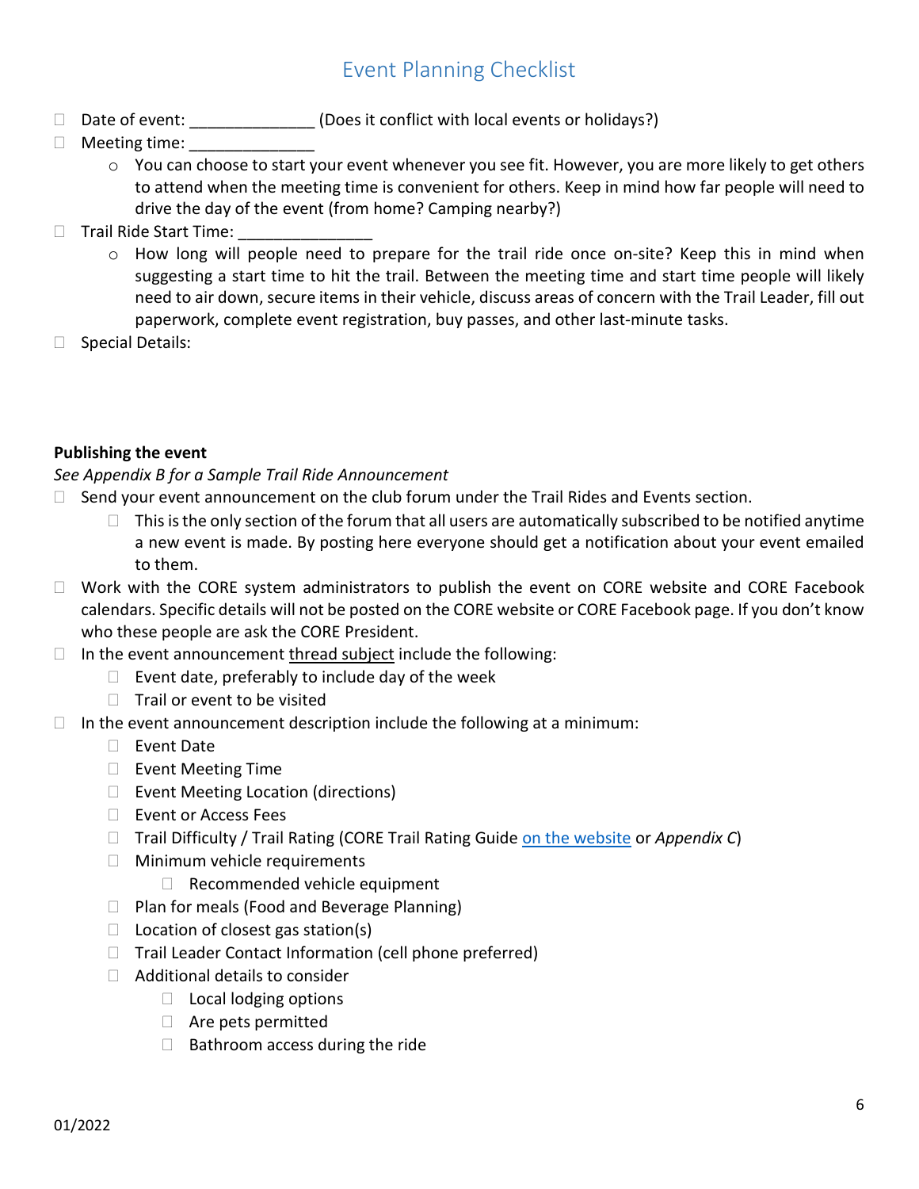# Event Planning Checklist

- ☐ Date of event: ______________ (Does it conflict with local events or holidays?)
- ☐ Meeting time: ______________
  - You can choose to start your event whenever you see fit. However, you are more likely to get others to attend when the meeting time is convenient for others. Keep in mind how far people will need to drive the day of the event (from home? Camping nearby?)
- ☐ Trail Ride Start Time: _______________
  - How long will people need to prepare for the trail ride once on-site? Keep this in mind when suggesting a start time to hit the trail. Between the meeting time and start time people will likely need to air down, secure items in their vehicle, discuss areas of concern with the Trail Leader, fill out paperwork, complete event registration, buy passes, and other last-minute tasks.
- ☐ Special Details:

**Publishing the event**

*See Appendix B for a Sample Trail Ride Announcement*

- ☐ Send your event announcement on the club forum under the Trail Rides and Events section.
  - ☐ This is the only section of the forum that all users are automatically subscribed to be notified anytime a new event is made. By posting here everyone should get a notification about your event emailed to them.
- ☐ Work with the CORE system administrators to publish the event on CORE website and CORE Facebook calendars. Specific details will not be posted on the CORE website or CORE Facebook page. If you don't know who these people are ask the CORE President.
- ☐ In the event announcement thread subject include the following:
  - ☐ Event date, preferably to include day of the week
  - ☐ Trail or event to be visited
- ☐ In the event announcement description include the following at a minimum:
  - ☐ Event Date
  - ☐ Event Meeting Time
  - ☐ Event Meeting Location (directions)
  - ☐ Event or Access Fees
  - ☐ Trail Difficulty / Trail Rating (CORE Trail Rating Guide on the website or *Appendix C*)
  - ☐ Minimum vehicle requirements
    - ☐ Recommended vehicle equipment
  - ☐ Plan for meals (Food and Beverage Planning)
  - ☐ Location of closest gas station(s)
  - ☐ Trail Leader Contact Information (cell phone preferred)
  - ☐ Additional details to consider
    - ☐ Local lodging options
    - ☐ Are pets permitted
    - ☐ Bathroom access during the ride

01/2022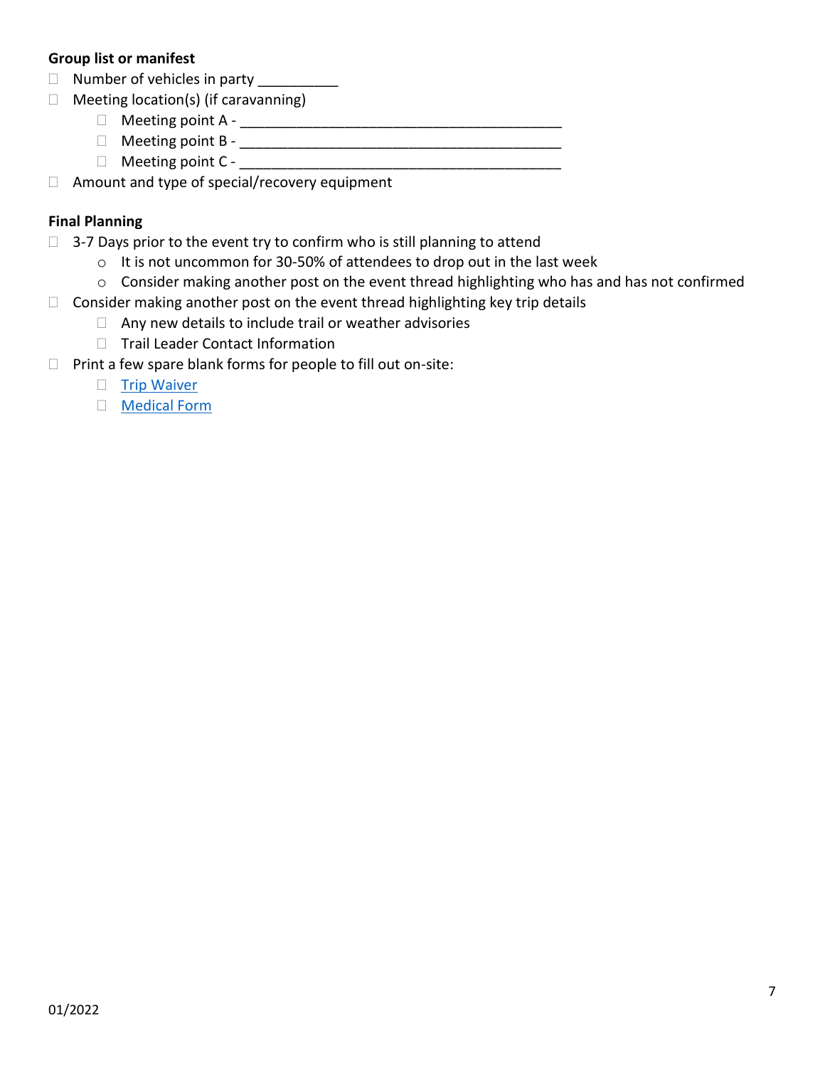**Group list or manifest**

- ☐ Number of vehicles in party __________
- ☐ Meeting location(s) (if caravanning)
    - ☐ Meeting point A - ________________________________________
    - ☐ Meeting point B - ________________________________________
    - ☐ Meeting point C - ________________________________________
- ☐ Amount and type of special/recovery equipment

**Final Planning**

- ☐ 3-7 Days prior to the event try to confirm who is still planning to attend
    - It is not uncommon for 30-50% of attendees to drop out in the last week
    - Consider making another post on the event thread highlighting who has and has not confirmed
- ☐ Consider making another post on the event thread highlighting key trip details
    - ☐ Any new details to include trail or weather advisories
    - ☐ Trail Leader Contact Information
- ☐ Print a few spare blank forms for people to fill out on-site:
    - ☐ Trip Waiver
    - ☐ Medical Form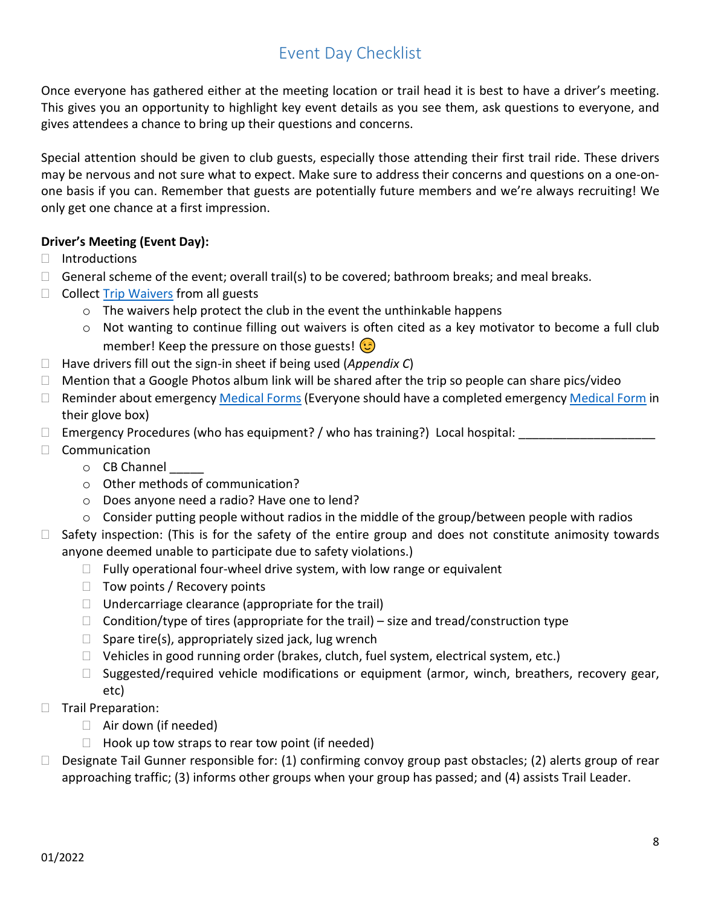## Event Day Checklist

Once everyone has gathered either at the meeting location or trail head it is best to have a driver's meeting. This gives you an opportunity to highlight key event details as you see them, ask questions to everyone, and gives attendees a chance to bring up their questions and concerns.

Special attention should be given to club guests, especially those attending their first trail ride. These drivers may be nervous and not sure what to expect. Make sure to address their concerns and questions on a one-on-one basis if you can. Remember that guests are potentially future members and we're always recruiting! We only get one chance at a first impression.

**Driver's Meeting (Event Day):**

- ☐ Introductions
- ☐ General scheme of the event; overall trail(s) to be covered; bathroom breaks; and meal breaks.
- ☐ Collect Trip Waivers from all guests
  - The waivers help protect the club in the event the unthinkable happens
  - Not wanting to continue filling out waivers is often cited as a key motivator to become a full club member! Keep the pressure on those guests! 😉
- ☐ Have drivers fill out the sign-in sheet if being used (*Appendix C*)
- ☐ Mention that a Google Photos album link will be shared after the trip so people can share pics/video
- ☐ Reminder about emergency Medical Forms (Everyone should have a completed emergency Medical Form in their glove box)
- ☐ Emergency Procedures (who has equipment? / who has training?) Local hospital: ____________________
- ☐ Communication
  - CB Channel _____
  - Other methods of communication?
  - Does anyone need a radio? Have one to lend?
  - Consider putting people without radios in the middle of the group/between people with radios
- ☐ Safety inspection: (This is for the safety of the entire group and does not constitute animosity towards anyone deemed unable to participate due to safety violations.)
  - ☐ Fully operational four-wheel drive system, with low range or equivalent
  - ☐ Tow points / Recovery points
  - ☐ Undercarriage clearance (appropriate for the trail)
  - ☐ Condition/type of tires (appropriate for the trail) – size and tread/construction type
  - ☐ Spare tire(s), appropriately sized jack, lug wrench
  - ☐ Vehicles in good running order (brakes, clutch, fuel system, electrical system, etc.)
  - ☐ Suggested/required vehicle modifications or equipment (armor, winch, breathers, recovery gear, etc)
- ☐ Trail Preparation:
  - ☐ Air down (if needed)
  - ☐ Hook up tow straps to rear tow point (if needed)
- ☐ Designate Tail Gunner responsible for: (1) confirming convoy group past obstacles; (2) alerts group of rear approaching traffic; (3) informs other groups when your group has passed; and (4) assists Trail Leader.

01/2022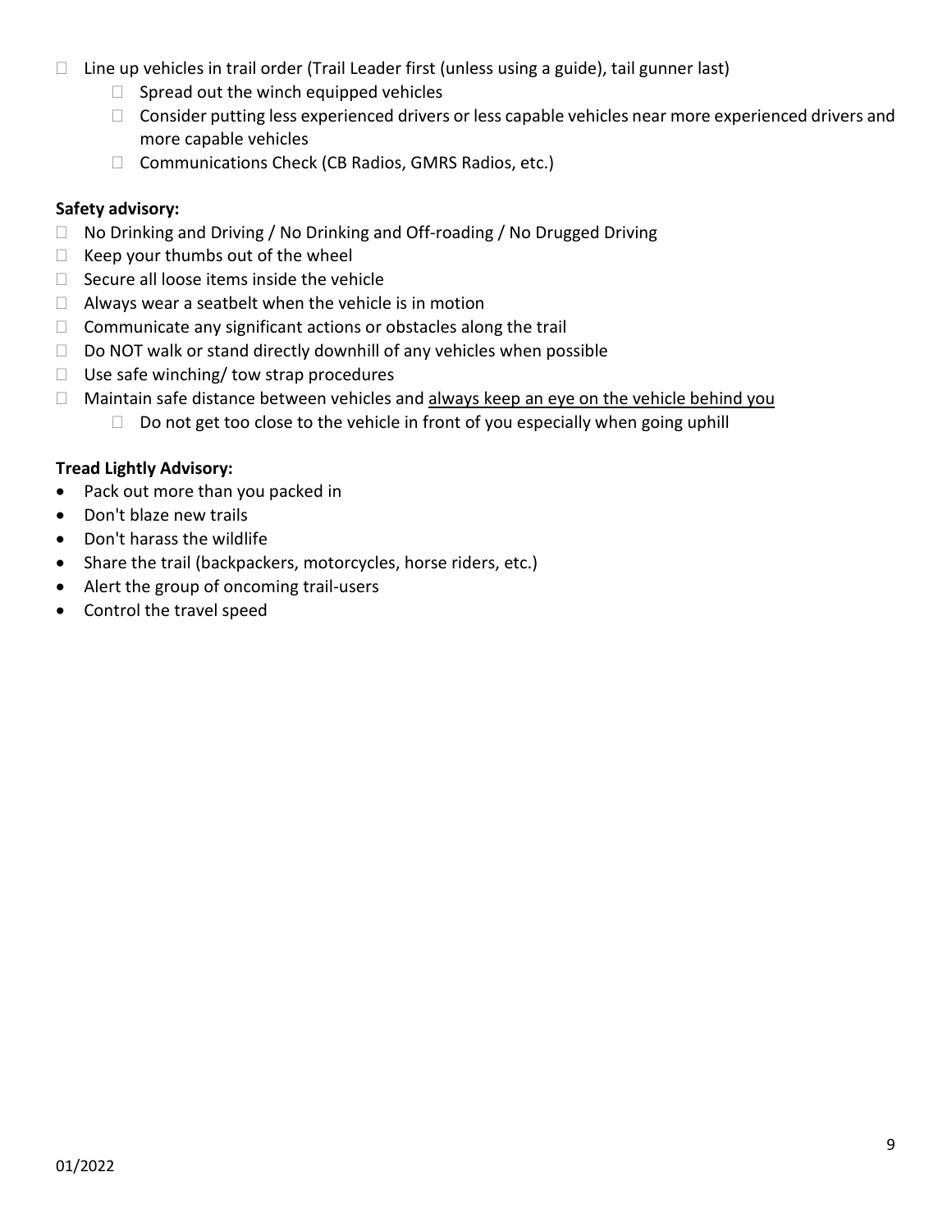- Line up vehicles in trail order (Trail Leader first (unless using a guide), tail gunner last)
    - Spread out the winch equipped vehicles
    - Consider putting less experienced drivers or less capable vehicles near more experienced drivers and more capable vehicles
    - Communications Check (CB Radios, GMRS Radios, etc.)

**Safety advisory:**

- No Drinking and Driving / No Drinking and Off-roading / No Drugged Driving
- Keep your thumbs out of the wheel
- Secure all loose items inside the vehicle
- Always wear a seatbelt when the vehicle is in motion
- Communicate any significant actions or obstacles along the trail
- Do NOT walk or stand directly downhill of any vehicles when possible
- Use safe winching/ tow strap procedures
- Maintain safe distance between vehicles and <u>always keep an eye on the vehicle behind you</u>
    - Do not get too close to the vehicle in front of you especially when going uphill

**Tread Lightly Advisory:**

- Pack out more than you packed in
- Don't blaze new trails
- Don't harass the wildlife
- Share the trail (backpackers, motorcycles, horse riders, etc.)
- Alert the group of oncoming trail-users
- Control the travel speed

01/2022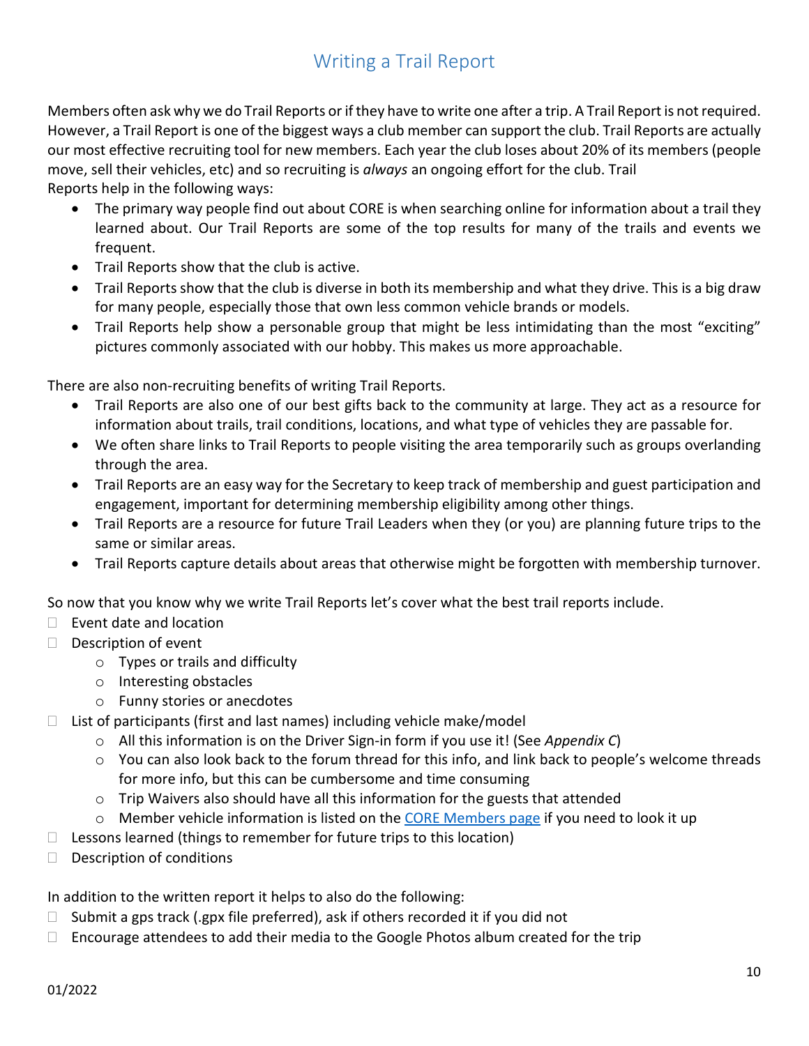# Writing a Trail Report

Members often ask why we do Trail Reports or if they have to write one after a trip. A Trail Report is not required. However, a Trail Report is one of the biggest ways a club member can support the club. Trail Reports are actually our most effective recruiting tool for new members. Each year the club loses about 20% of its members (people move, sell their vehicles, etc) and so recruiting is *always* an ongoing effort for the club. Trail Reports help in the following ways:

- The primary way people find out about CORE is when searching online for information about a trail they learned about. Our Trail Reports are some of the top results for many of the trails and events we frequent.
- Trail Reports show that the club is active.
- Trail Reports show that the club is diverse in both its membership and what they drive. This is a big draw for many people, especially those that own less common vehicle brands or models.
- Trail Reports help show a personable group that might be less intimidating than the most "exciting" pictures commonly associated with our hobby. This makes us more approachable.

There are also non-recruiting benefits of writing Trail Reports.

- Trail Reports are also one of our best gifts back to the community at large. They act as a resource for information about trails, trail conditions, locations, and what type of vehicles they are passable for.
- We often share links to Trail Reports to people visiting the area temporarily such as groups overlanding through the area.
- Trail Reports are an easy way for the Secretary to keep track of membership and guest participation and engagement, important for determining membership eligibility among other things.
- Trail Reports are a resource for future Trail Leaders when they (or you) are planning future trips to the same or similar areas.
- Trail Reports capture details about areas that otherwise might be forgotten with membership turnover.

So now that you know why we write Trail Reports let's cover what the best trail reports include.

- [ ] Event date and location
- [ ] Description of event
    - Types or trails and difficulty
    - Interesting obstacles
    - Funny stories or anecdotes
- [ ] List of participants (first and last names) including vehicle make/model
    - All this information is on the Driver Sign-in form if you use it! (See *Appendix C*)
    - You can also look back to the forum thread for this info, and link back to people's welcome threads for more info, but this can be cumbersome and time consuming
    - Trip Waivers also should have all this information for the guests that attended
    - Member vehicle information is listed on the [CORE Members page]() if you need to look it up
- [ ] Lessons learned (things to remember for future trips to this location)
- [ ] Description of conditions

In addition to the written report it helps to also do the following:

- [ ] Submit a gps track (.gpx file preferred), ask if others recorded it if you did not
- [ ] Encourage attendees to add their media to the Google Photos album created for the trip

01/2022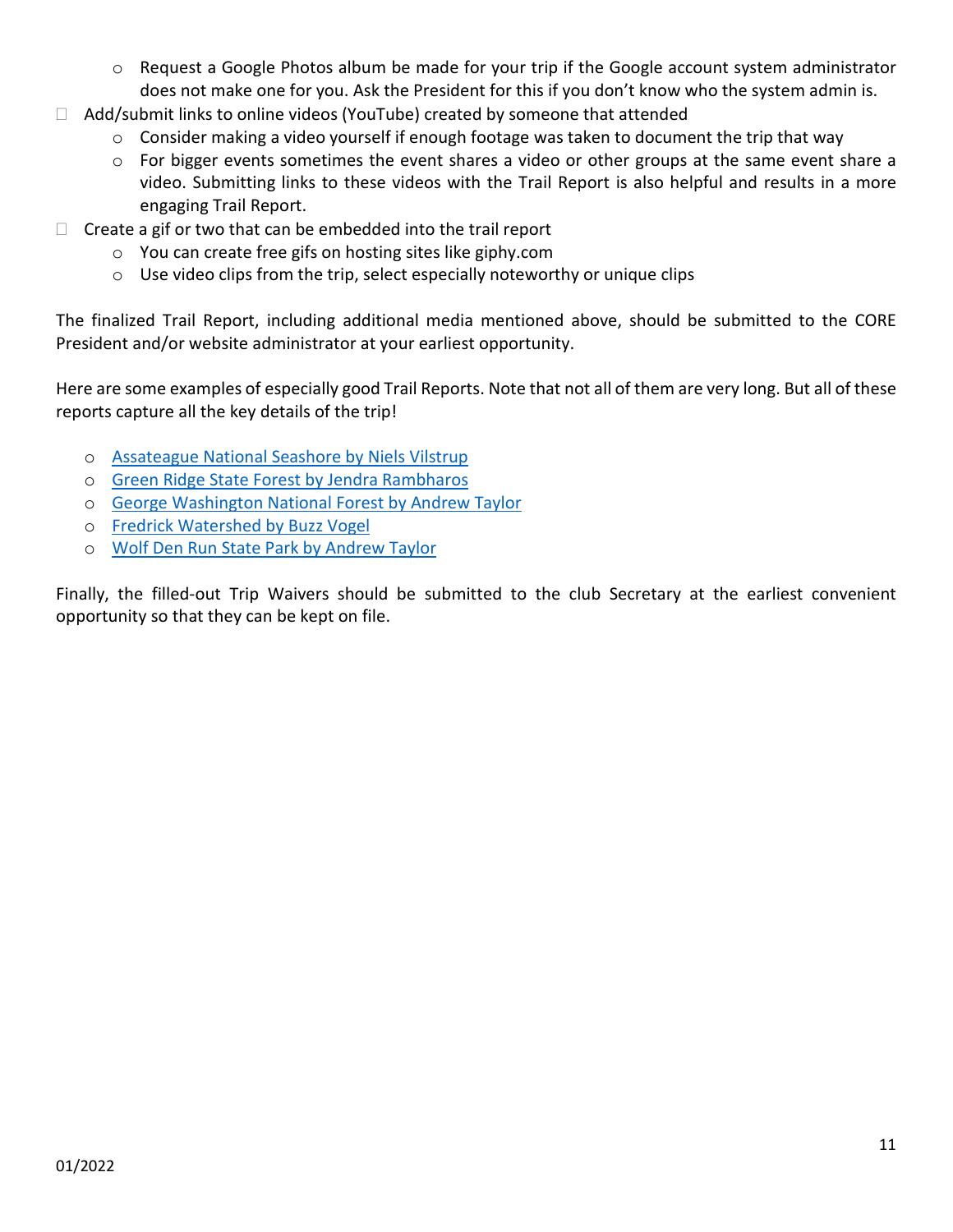- Request a Google Photos album be made for your trip if the Google account system administrator does not make one for you. Ask the President for this if you don't know who the system admin is.
- Add/submit links to online videos (YouTube) created by someone that attended
    - Consider making a video yourself if enough footage was taken to document the trip that way
    - For bigger events sometimes the event shares a video or other groups at the same event share a video. Submitting links to these videos with the Trail Report is also helpful and results in a more engaging Trail Report.
- Create a gif or two that can be embedded into the trail report
    - You can create free gifs on hosting sites like giphy.com
    - Use video clips from the trip, select especially noteworthy or unique clips

The finalized Trail Report, including additional media mentioned above, should be submitted to the CORE President and/or website administrator at your earliest opportunity.

Here are some examples of especially good Trail Reports. Note that not all of them are very long. But all of these reports capture all the key details of the trip!

- Assateague National Seashore by Niels Vilstrup
- Green Ridge State Forest by Jendra Rambharos
- George Washington National Forest by Andrew Taylor
- Fredrick Watershed by Buzz Vogel
- Wolf Den Run State Park by Andrew Taylor

Finally, the filled-out Trip Waivers should be submitted to the club Secretary at the earliest convenient opportunity so that they can be kept on file.

01/2022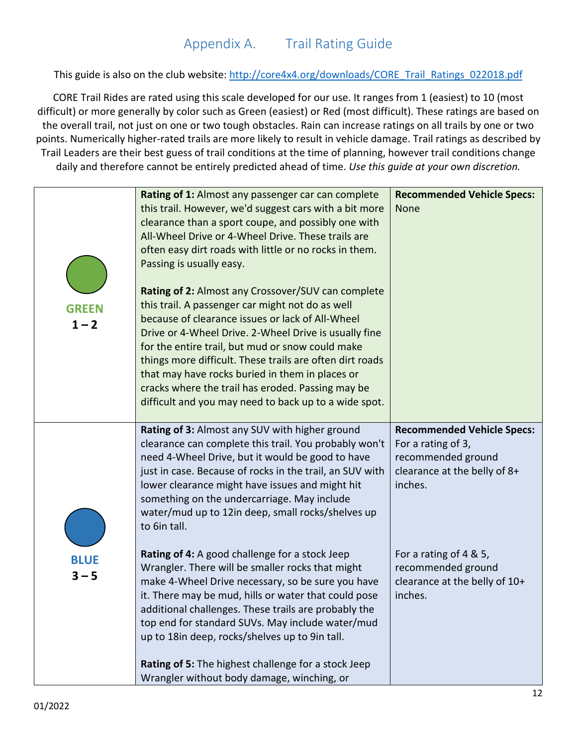## Appendix A. Trail Rating Guide

This guide is also on the club website: [http://core4x4.org/downloads/CORE_Trail_Ratings_022018.pdf](http://core4x4.org/downloads/CORE_Trail_Ratings_022018.pdf)

CORE Trail Rides are rated using this scale developed for our use. It ranges from 1 (easiest) to 10 (most difficult) or more generally by color such as Green (easiest) or Red (most difficult). These ratings are based on the overall trail, not just on one or two tough obstacles. Rain can increase ratings on all trails by one or two points. Numerically higher-rated trails are more likely to result in vehicle damage. Trail ratings as described by Trail Leaders are their best guess of trail conditions at the time of planning, however trail conditions change daily and therefore cannot be entirely predicted ahead of time. *Use this guide at your own discretion.*

| Color | Description | Recommended Vehicle Specs |
|---|---|---|
| **GREEN 1 – 2** | **Rating of 1:** Almost any passenger car can complete this trail. However, we'd suggest cars with a bit more clearance than a sport coupe, and possibly one with All-Wheel Drive or 4-Wheel Drive. These trails are often easy dirt roads with little or no rocks in them. Passing is usually easy.<br><br>**Rating of 2:** Almost any Crossover/SUV can complete this trail. A passenger car might not do as well because of clearance issues or lack of All-Wheel Drive or 4-Wheel Drive. 2-Wheel Drive is usually fine for the entire trail, but mud or snow could make things more difficult. These trails are often dirt roads that may have rocks buried in them in places or cracks where the trail has eroded. Passing may be difficult and you may need to back up to a wide spot. | **Recommended Vehicle Specs:** None |
| **BLUE 3 – 5** | **Rating of 3:** Almost any SUV with higher ground clearance can complete this trail. You probably won't need 4-Wheel Drive, but it would be good to have just in case. Because of rocks in the trail, an SUV with lower clearance might have issues and might hit something on the undercarriage. May include water/mud up to 12in deep, small rocks/shelves up to 6in tall.<br><br>**Rating of 4:** A good challenge for a stock Jeep Wrangler. There will be smaller rocks that might make 4-Wheel Drive necessary, so be sure you have it. There may be mud, hills or water that could pose additional challenges. These trails are probably the top end for standard SUVs. May include water/mud up to 18in deep, rocks/shelves up to 9in tall.<br><br>**Rating of 5:** The highest challenge for a stock Jeep Wrangler without body damage, winching, or | **Recommended Vehicle Specs:** For a rating of 3, recommended ground clearance at the belly of 8+ inches.<br><br>For a rating of 4 & 5, recommended ground clearance at the belly of 10+ inches. |

01/2022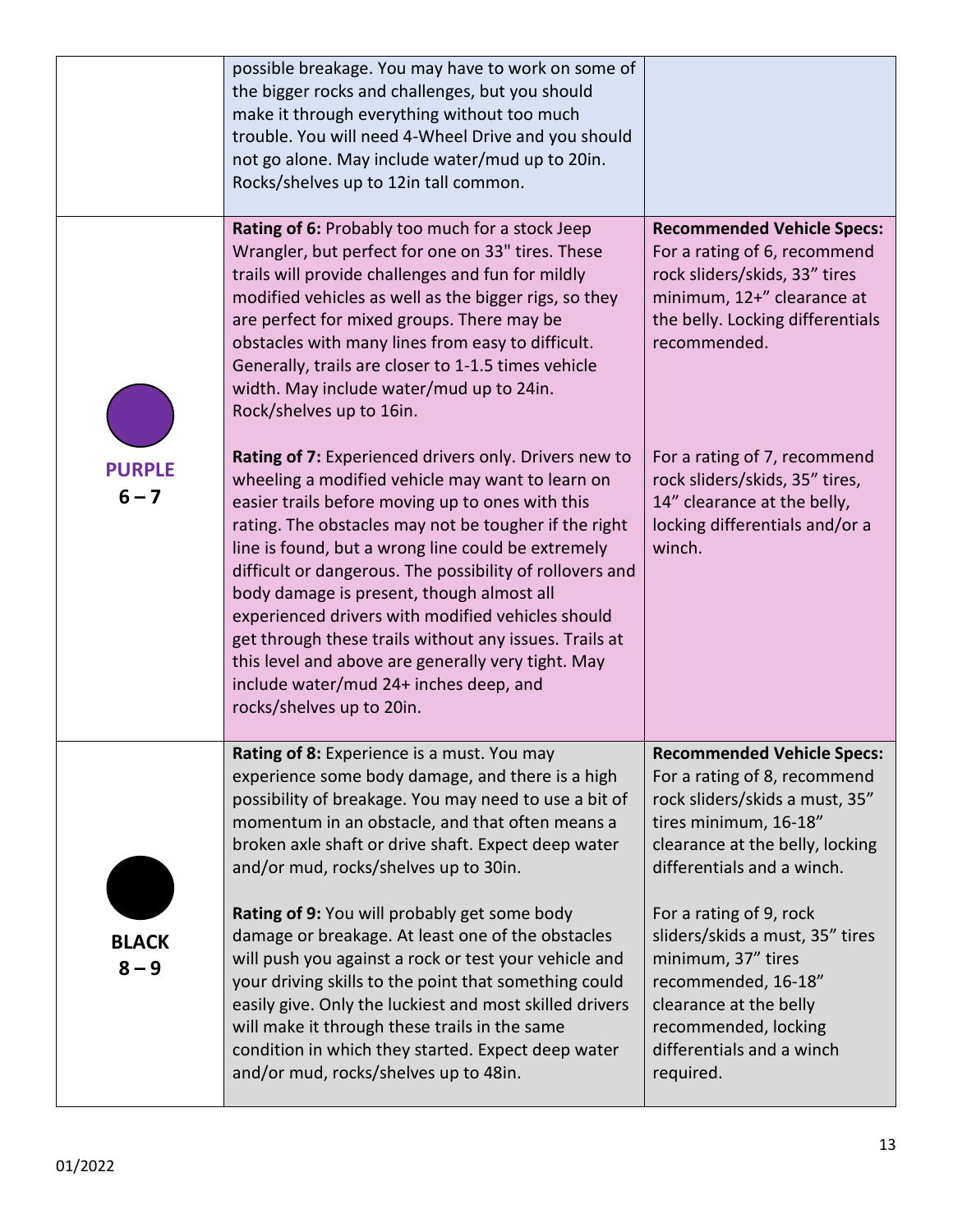| | | |
|---|---|---|
| | possible breakage. You may have to work on some of the bigger rocks and challenges, but you should make it through everything without too much trouble. You will need 4-Wheel Drive and you should not go alone. May include water/mud up to 20in. Rocks/shelves up to 12in tall common. | |
| **PURPLE 6 – 7** | **Rating of 6:** Probably too much for a stock Jeep Wrangler, but perfect for one on 33" tires. These trails will provide challenges and fun for mildly modified vehicles as well as the bigger rigs, so they are perfect for mixed groups. There may be obstacles with many lines from easy to difficult. Generally, trails are closer to 1-1.5 times vehicle width. May include water/mud up to 24in. Rock/shelves up to 16in. | **Recommended Vehicle Specs:** For a rating of 6, recommend rock sliders/skids, 33" tires minimum, 12+" clearance at the belly. Locking differentials recommended. |
| | **Rating of 7:** Experienced drivers only. Drivers new to wheeling a modified vehicle may want to learn on easier trails before moving up to ones with this rating. The obstacles may not be tougher if the right line is found, but a wrong line could be extremely difficult or dangerous. The possibility of rollovers and body damage is present, though almost all experienced drivers with modified vehicles should get through these trails without any issues. Trails at this level and above are generally very tight. May include water/mud 24+ inches deep, and rocks/shelves up to 20in. | For a rating of 7, recommend rock sliders/skids, 35" tires, 14" clearance at the belly, locking differentials and/or a winch. |
| **BLACK 8 – 9** | **Rating of 8:** Experience is a must. You may experience some body damage, and there is a high possibility of breakage. You may need to use a bit of momentum in an obstacle, and that often means a broken axle shaft or drive shaft. Expect deep water and/or mud, rocks/shelves up to 30in. | **Recommended Vehicle Specs:** For a rating of 8, recommend rock sliders/skids a must, 35" tires minimum, 16-18" clearance at the belly, locking differentials and a winch. |
| | **Rating of 9:** You will probably get some body damage or breakage. At least one of the obstacles will push you against a rock or test your vehicle and your driving skills to the point that something could easily give. Only the luckiest and most skilled drivers will make it through these trails in the same condition in which they started. Expect deep water and/or mud, rocks/shelves up to 48in. | For a rating of 9, rock sliders/skids a must, 35" tires minimum, 37" tires recommended, 16-18" clearance at the belly recommended, locking differentials and a winch required. |

01/2022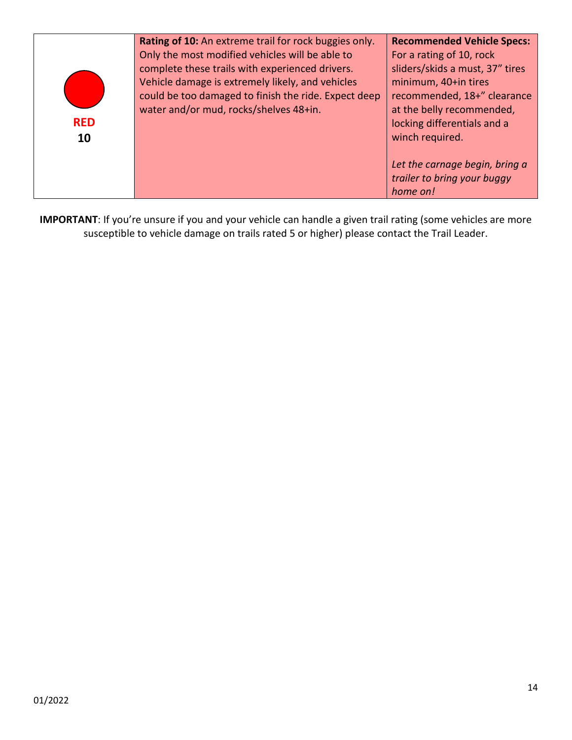| | | |
|---|---|---|
| **RED** **10** | **Rating of 10:** An extreme trail for rock buggies only. Only the most modified vehicles will be able to complete these trails with experienced drivers. Vehicle damage is extremely likely, and vehicles could be too damaged to finish the ride. Expect deep water and/or mud, rocks/shelves 48+in. | **Recommended Vehicle Specs:** For a rating of 10, rock sliders/skids a must, 37" tires minimum, 40+in tires recommended, 18+" clearance at the belly recommended, locking differentials and a winch required. *Let the carnage begin, bring a trailer to bring your buggy home on!* |

**IMPORTANT**: If you're unsure if you and your vehicle can handle a given trail rating (some vehicles are more susceptible to vehicle damage on trails rated 5 or higher) please contact the Trail Leader.

01/2022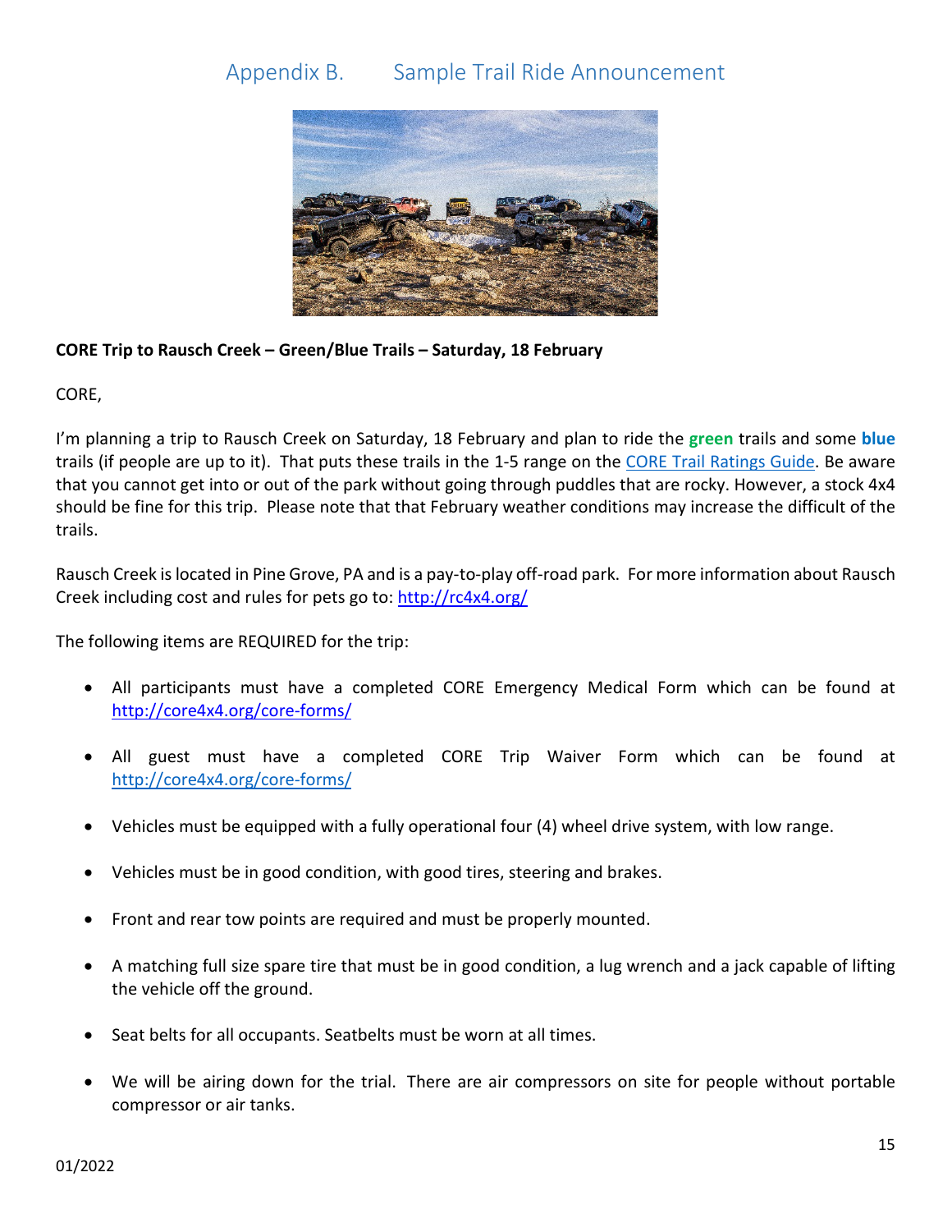## Appendix B. Sample Trail Ride Announcement

**CORE Trip to Rausch Creek – Green/Blue Trails – Saturday, 18 February**

CORE,

I'm planning a trip to Rausch Creek on Saturday, 18 February and plan to ride the **green** trails and some **blue** trails (if people are up to it). That puts these trails in the 1-5 range on the [CORE Trail Ratings Guide](). Be aware that you cannot get into or out of the park without going through puddles that are rocky. However, a stock 4x4 should be fine for this trip. Please note that that February weather conditions may increase the difficult of the trails.

Rausch Creek is located in Pine Grove, PA and is a pay-to-play off-road park. For more information about Rausch Creek including cost and rules for pets go to: [http://rc4x4.org/](http://rc4x4.org/)

The following items are REQUIRED for the trip:

- All participants must have a completed CORE Emergency Medical Form which can be found at [http://core4x4.org/core-forms/](http://core4x4.org/core-forms/)
- All guest must have a completed CORE Trip Waiver Form which can be found at [http://core4x4.org/core-forms/](http://core4x4.org/core-forms/)
- Vehicles must be equipped with a fully operational four (4) wheel drive system, with low range.
- Vehicles must be in good condition, with good tires, steering and brakes.
- Front and rear tow points are required and must be properly mounted.
- A matching full size spare tire that must be in good condition, a lug wrench and a jack capable of lifting the vehicle off the ground.
- Seat belts for all occupants. Seatbelts must be worn at all times.
- We will be airing down for the trial. There are air compressors on site for people without portable compressor or air tanks.

01/2022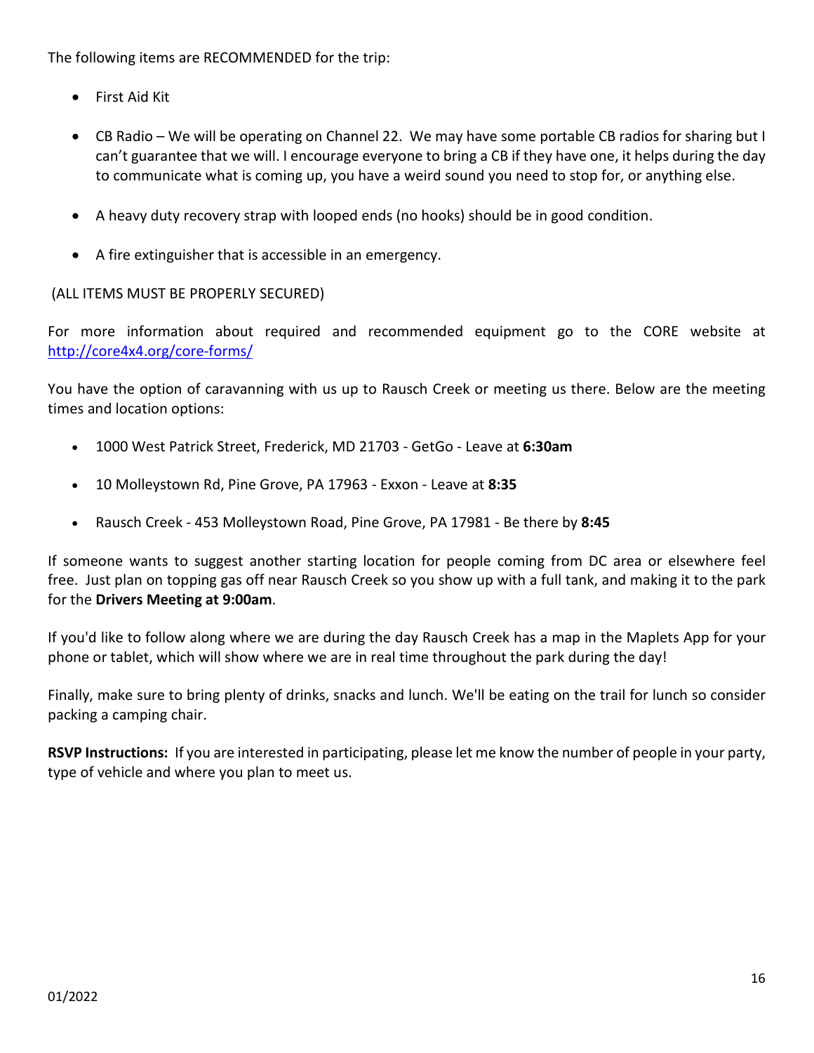The following items are RECOMMENDED for the trip:

- First Aid Kit
- CB Radio – We will be operating on Channel 22. We may have some portable CB radios for sharing but I can't guarantee that we will. I encourage everyone to bring a CB if they have one, it helps during the day to communicate what is coming up, you have a weird sound you need to stop for, or anything else.
- A heavy duty recovery strap with looped ends (no hooks) should be in good condition.
- A fire extinguisher that is accessible in an emergency.

(ALL ITEMS MUST BE PROPERLY SECURED)

For more information about required and recommended equipment go to the CORE website at [http://core4x4.org/core-forms/](http://core4x4.org/core-forms/)

You have the option of caravanning with us up to Rausch Creek or meeting us there. Below are the meeting times and location options:

- 1000 West Patrick Street, Frederick, MD 21703 - GetGo - Leave at **6:30am**
- 10 Molleystown Rd, Pine Grove, PA 17963 - Exxon - Leave at **8:35**
- Rausch Creek - 453 Molleystown Road, Pine Grove, PA 17981 - Be there by **8:45**

If someone wants to suggest another starting location for people coming from DC area or elsewhere feel free. Just plan on topping gas off near Rausch Creek so you show up with a full tank, and making it to the park for the **Drivers Meeting at 9:00am**.

If you'd like to follow along where we are during the day Rausch Creek has a map in the Maplets App for your phone or tablet, which will show where we are in real time throughout the park during the day!

Finally, make sure to bring plenty of drinks, snacks and lunch. We'll be eating on the trail for lunch so consider packing a camping chair.

**RSVP Instructions:** If you are interested in participating, please let me know the number of people in your party, type of vehicle and where you plan to meet us.

01/2022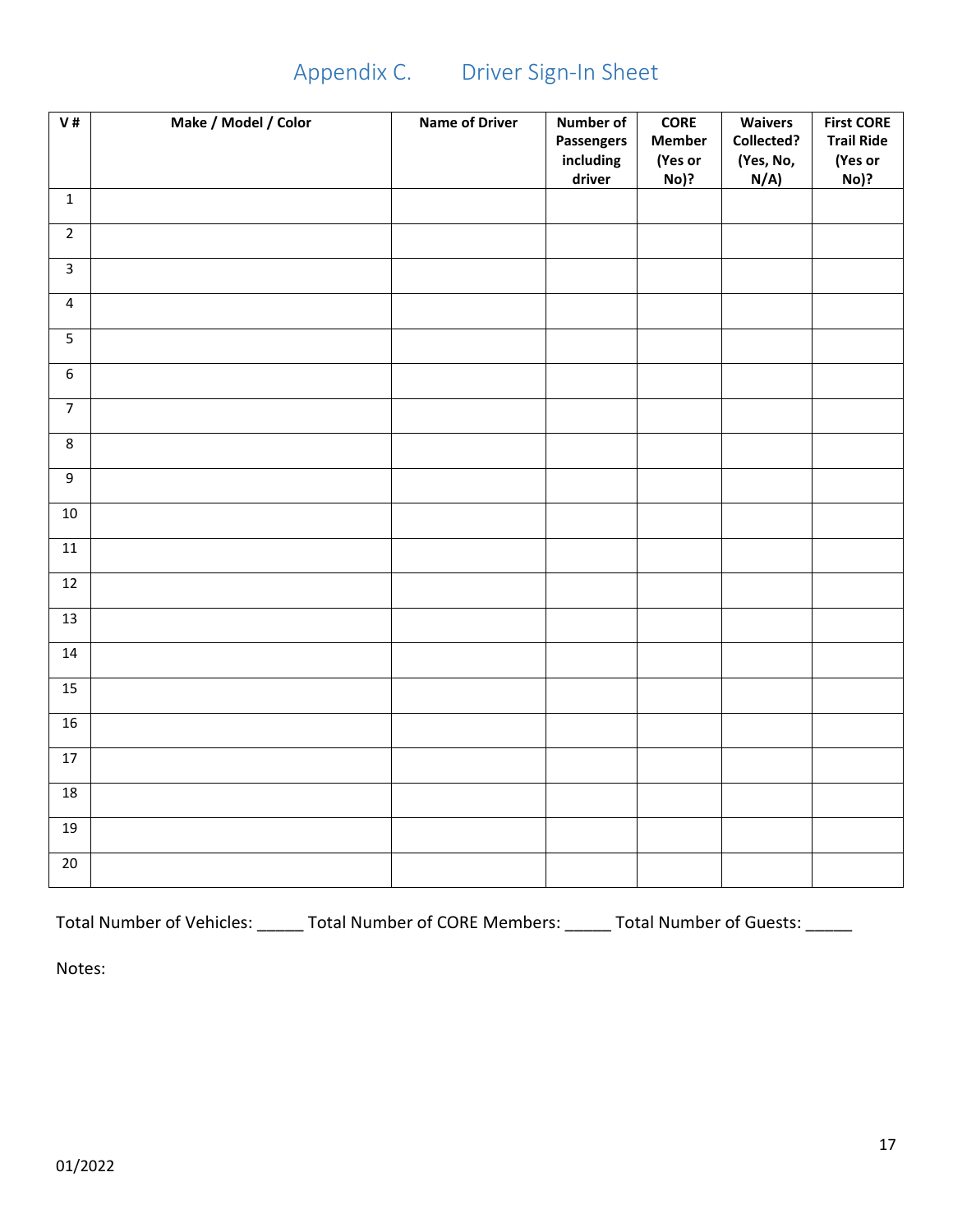## Appendix C. Driver Sign-In Sheet

| V # | Make / Model / Color | Name of Driver | Number of Passengers including driver | CORE Member (Yes or No)? | Waivers Collected? (Yes, No, N/A) | First CORE Trail Ride (Yes or No)? |
|---|---|---|---|---|---|---|
| 1 | | | | | | |
| 2 | | | | | | |
| 3 | | | | | | |
| 4 | | | | | | |
| 5 | | | | | | |
| 6 | | | | | | |
| 7 | | | | | | |
| 8 | | | | | | |
| 9 | | | | | | |
| 10 | | | | | | |
| 11 | | | | | | |
| 12 | | | | | | |
| 13 | | | | | | |
| 14 | | | | | | |
| 15 | | | | | | |
| 16 | | | | | | |
| 17 | | | | | | |
| 18 | | | | | | |
| 19 | | | | | | |
| 20 | | | | | | |

Total Number of Vehicles: _____ Total Number of CORE Members: _____ Total Number of Guests: _____

Notes:

01/2022